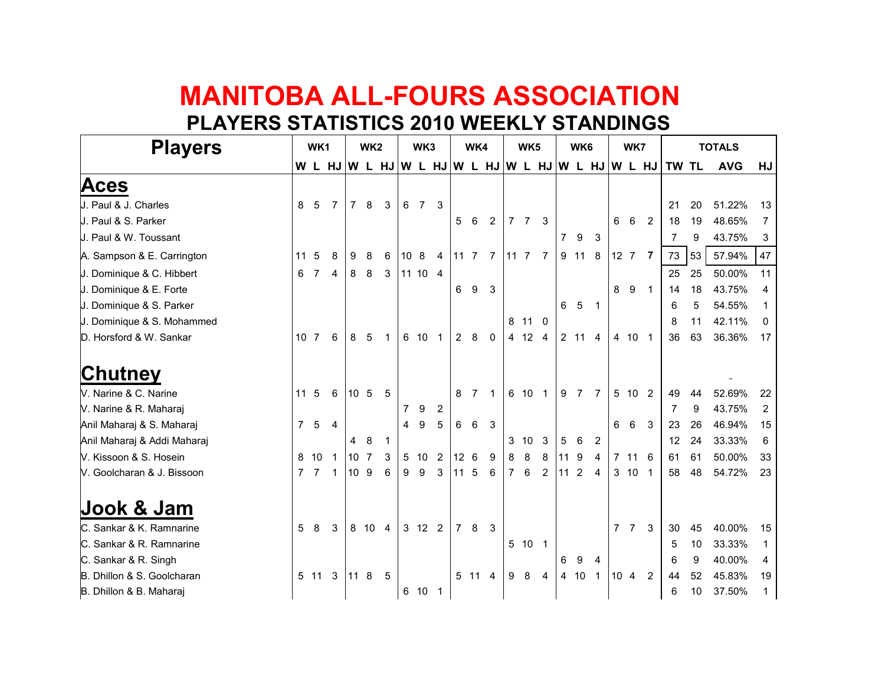# MANITOBA ALL-FOURS ASSOCIATION

## PLAYERS STATISTICS 2010 WEEKLY STANDINGS

| Players | WK1 | | | WK2 | | | WK3 | | | WK4 | | | WK5 | | | WK6 | | | WK7 | | | TOTALS | | | |
|---|---|---|---|---|---|---|---|---|---|---|---|---|---|---|---|---|---|---|---|---|---|---|---|---|---|
| | W | L | HJ | W | L | HJ | W | L | HJ | W | L | HJ | W | L | HJ | W | L | HJ | W | L | HJ | TW | TL | AVG | HJ |
| **Aces** | | | | | | | | | | | | | | | | | | | | | | | | | |
| J. Paul & J. Charles | 8 | 5 | 7 | 7 | 8 | 3 | 6 | 7 | 3 | | | | | | | | | | | | | 21 | 20 | 51.22% | 13 |
| J. Paul & S. Parker | | | | | | | | | | 5 | 6 | 2 | 7 | 7 | 3 | | | | 6 | 6 | 2 | 18 | 19 | 48.65% | 7 |
| J. Paul & W. Toussant | | | | | | | | | | | | | | | | 7 | 9 | 3 | | | | 7 | 9 | 43.75% | 3 |
| A. Sampson & E. Carrington | 11 | 5 | 8 | 9 | 8 | 6 | 10 | 8 | 4 | 11 | 7 | 7 | 11 | 7 | 7 | 9 | 11 | 8 | 12 | 7 | 7 | 73 | 53 | 57.94% | 47 |
| J. Dominique & C. Hibbert | 6 | 7 | 4 | 8 | 8 | 3 | 11 | 10 | 4 | | | | | | | | | | | | | 25 | 25 | 50.00% | 11 |
| J. Dominique & E. Forte | | | | | | | | | | 6 | 9 | 3 | | | | | | | 8 | 9 | 1 | 14 | 18 | 43.75% | 4 |
| J. Dominique & S. Parker | | | | | | | | | | | | | | | | 6 | 5 | 1 | | | | 6 | 5 | 54.55% | 1 |
| J. Dominique & S. Mohammed | | | | | | | | | | | | | 8 | 11 | 0 | | | | | | | 8 | 11 | 42.11% | 0 |
| D. Horsford & W. Sankar | 10 | 7 | 6 | 8 | 5 | 1 | 6 | 10 | 1 | 2 | 8 | 0 | 4 | 12 | 4 | 2 | 11 | 4 | 4 | 10 | 1 | 36 | 63 | 36.36% | 17 |
| **Chutney** | | | | | | | | | | | | | | | | | | | | | | | | - | |
| V. Narine & C. Narine | 11 | 5 | 6 | 10 | 5 | 5 | | | | 8 | 7 | 1 | 6 | 10 | 1 | 9 | 7 | 7 | 5 | 10 | 2 | 49 | 44 | 52.69% | 22 |
| V. Narine & R. Maharaj | | | | | | | 7 | 9 | 2 | | | | | | | | | | | | | 7 | 9 | 43.75% | 2 |
| Anil Maharaj & S. Maharaj | 7 | 5 | 4 | | | | 4 | 9 | 5 | 6 | 6 | 3 | | | | | | | 6 | 6 | 3 | 23 | 26 | 46.94% | 15 |
| Anil Maharaj & Addi Maharaj | | | | 4 | 8 | 1 | | | | | | | 3 | 10 | 3 | 5 | 6 | 2 | | | | 12 | 24 | 33.33% | 6 |
| V. Kissoon & S. Hosein | 8 | 10 | 1 | 10 | 7 | 3 | 5 | 10 | 2 | 12 | 6 | 9 | 8 | 8 | 8 | 11 | 9 | 4 | 7 | 11 | 6 | 61 | 61 | 50.00% | 33 |
| V. Goolcharan & J. Bissoon | 7 | 7 | 1 | 10 | 9 | 6 | 9 | 9 | 3 | 11 | 5 | 6 | 7 | 6 | 2 | 11 | 2 | 4 | 3 | 10 | 1 | 58 | 48 | 54.72% | 23 |
| **Jook & Jam** | | | | | | | | | | | | | | | | | | | | | | | | | |
| C. Sankar & K. Ramnarine | 5 | 8 | 3 | 8 | 10 | 4 | 3 | 12 | 2 | 7 | 8 | 3 | | | | | | | 7 | 7 | 3 | 30 | 45 | 40.00% | 15 |
| C. Sankar & R. Ramnarine | | | | | | | | | | | | | 5 | 10 | 1 | | | | | | | 5 | 10 | 33.33% | 1 |
| C. Sankar & R. Singh | | | | | | | | | | | | | | | | 6 | 9 | 4 | | | | 6 | 9 | 40.00% | 4 |
| B. Dhillon & S. Goolcharan | 5 | 11 | 3 | 11 | 8 | 5 | | | | 5 | 11 | 4 | 9 | 8 | 4 | 4 | 10 | 1 | 10 | 4 | 2 | 44 | 52 | 45.83% | 19 |
| B. Dhillon & B. Maharaj | | | | | | | 6 | 10 | 1 | | | | | | | | | | | | | 6 | 10 | 37.50% | 1 |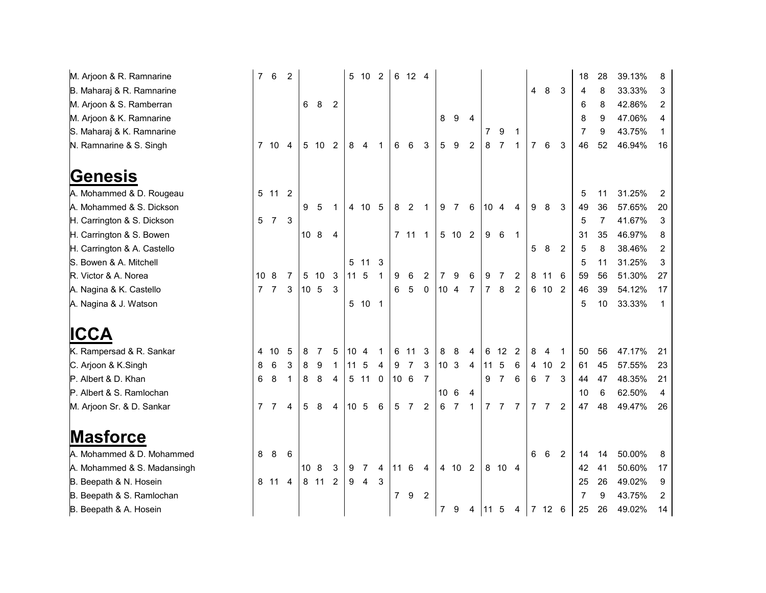| Pair | | | | | | | | | | | | | | | | | | | | | | | | |
|---|---|---|---|---|---|---|---|---|---|---|---|---|---|---|---|---|---|---|---|---|---|---|---|---|
| M. Arjoon & R. Ramnarine | 7 | 6 | 2 | | | | 5 | 10 | 2 | 6 | 12 | 4 | | | | | | | | | | 18 | 28 | 39.13% | 8 |
| B. Maharaj & R. Ramnarine | | | | | | | | | | | | | | | | | | | 4 | 8 | 3 | 4 | 8 | 33.33% | 3 |
| M. Arjoon & S. Ramberran | | | | 6 | 8 | 2 | | | | | | | | | | | | | | | | 6 | 8 | 42.86% | 2 |
| M. Arjoon & K. Ramnarine | | | | | | | | | | | | | 8 | 9 | 4 | | | | | | | 8 | 9 | 47.06% | 4 |
| S. Maharaj & K. Ramnarine | | | | | | | | | | | | | | | | 7 | 9 | 1 | | | | 7 | 9 | 43.75% | 1 |
| N. Ramnarine & S. Singh | 7 | 10 | 4 | 5 | 10 | 2 | 8 | 4 | 1 | 6 | 6 | 3 | 5 | 9 | 2 | 8 | 7 | 1 | 7 | 6 | 3 | 46 | 52 | 46.94% | 16 |
| **Genesis** | | | | | | | | | | | | | | | | | | | | | | | | | |
| A. Mohammed & D. Rougeau | 5 | 11 | 2 | | | | | | | | | | | | | | | | | | | 5 | 11 | 31.25% | 2 |
| A. Mohammed & S. Dickson | | | | 9 | 5 | 1 | 4 | 10 | 5 | 8 | 2 | 1 | 9 | 7 | 6 | 10 | 4 | 4 | 9 | 8 | 3 | 49 | 36 | 57.65% | 20 |
| H. Carrington & S. Dickson | 5 | 7 | 3 | | | | | | | | | | | | | | | | | | | 5 | 7 | 41.67% | 3 |
| H. Carrington & S. Bowen | | | | 10 | 8 | 4 | | | | 7 | 11 | 1 | 5 | 10 | 2 | 9 | 6 | 1 | | | | 31 | 35 | 46.97% | 8 |
| H. Carrington & A. Castello | | | | | | | | | | | | | | | | | | | 5 | 8 | 2 | 5 | 8 | 38.46% | 2 |
| S. Bowen & A. Mitchell | | | | | | | 5 | 11 | 3 | | | | | | | | | | | | | 5 | 11 | 31.25% | 3 |
| R. Victor & A. Norea | 10 | 8 | 7 | 5 | 10 | 3 | 11 | 5 | 1 | 9 | 6 | 2 | 7 | 9 | 6 | 9 | 7 | 2 | 8 | 11 | 6 | 59 | 56 | 51.30% | 27 |
| A. Nagina & K. Castello | 7 | 7 | 3 | 10 | 5 | 3 | | | | 6 | 5 | 0 | 10 | 4 | 7 | 7 | 8 | 2 | 6 | 10 | 2 | 46 | 39 | 54.12% | 17 |
| A. Nagina & J. Watson | | | | | | | 5 | 10 | 1 | | | | | | | | | | | | | 5 | 10 | 33.33% | 1 |
| **ICCA** | | | | | | | | | | | | | | | | | | | | | | | | | |
| K. Rampersad & R. Sankar | 4 | 10 | 5 | 8 | 7 | 5 | 10 | 4 | 1 | 6 | 11 | 3 | 8 | 8 | 4 | 6 | 12 | 2 | 8 | 4 | 1 | 50 | 56 | 47.17% | 21 |
| C. Arjoon & K.Singh | 8 | 6 | 3 | 8 | 9 | 1 | 11 | 5 | 4 | 9 | 7 | 3 | 10 | 3 | 4 | 11 | 5 | 6 | 4 | 10 | 2 | 61 | 45 | 57.55% | 23 |
| P. Albert & D. Khan | 6 | 8 | 1 | 8 | 8 | 4 | 5 | 11 | 0 | 10 | 6 | 7 | | | | 9 | 7 | 6 | 6 | 7 | 3 | 44 | 47 | 48.35% | 21 |
| P. Albert & S. Ramlochan | | | | | | | | | | | | | 10 | 6 | 4 | | | | | | | 10 | 6 | 62.50% | 4 |
| M. Arjoon Sr. & D. Sankar | 7 | 7 | 4 | 5 | 8 | 4 | 10 | 5 | 6 | 5 | 7 | 2 | 6 | 7 | 1 | 7 | 7 | 7 | 7 | 7 | 2 | 47 | 48 | 49.47% | 26 |
| **Masforce** | | | | | | | | | | | | | | | | | | | | | | | | | |
| A. Mohammed & D. Mohammed | 8 | 8 | 6 | | | | | | | | | | | | | | | | 6 | 6 | 2 | 14 | 14 | 50.00% | 8 |
| A. Mohammed & S. Madansingh | | | | 10 | 8 | 3 | 9 | 7 | 4 | 11 | 6 | 4 | 4 | 10 | 2 | 8 | 10 | 4 | | | | 42 | 41 | 50.60% | 17 |
| B. Beepath & N. Hosein | 8 | 11 | 4 | 8 | 11 | 2 | 9 | 4 | 3 | | | | | | | | | | | | | 25 | 26 | 49.02% | 9 |
| B. Beepath & S. Ramlochan | | | | | | | | | | 7 | 9 | 2 | | | | | | | | | | 7 | 9 | 43.75% | 2 |
| B. Beepath & A. Hosein | | | | | | | | | | | | | 7 | 9 | 4 | 11 | 5 | 4 | 7 | 12 | 6 | 25 | 26 | 49.02% | 14 |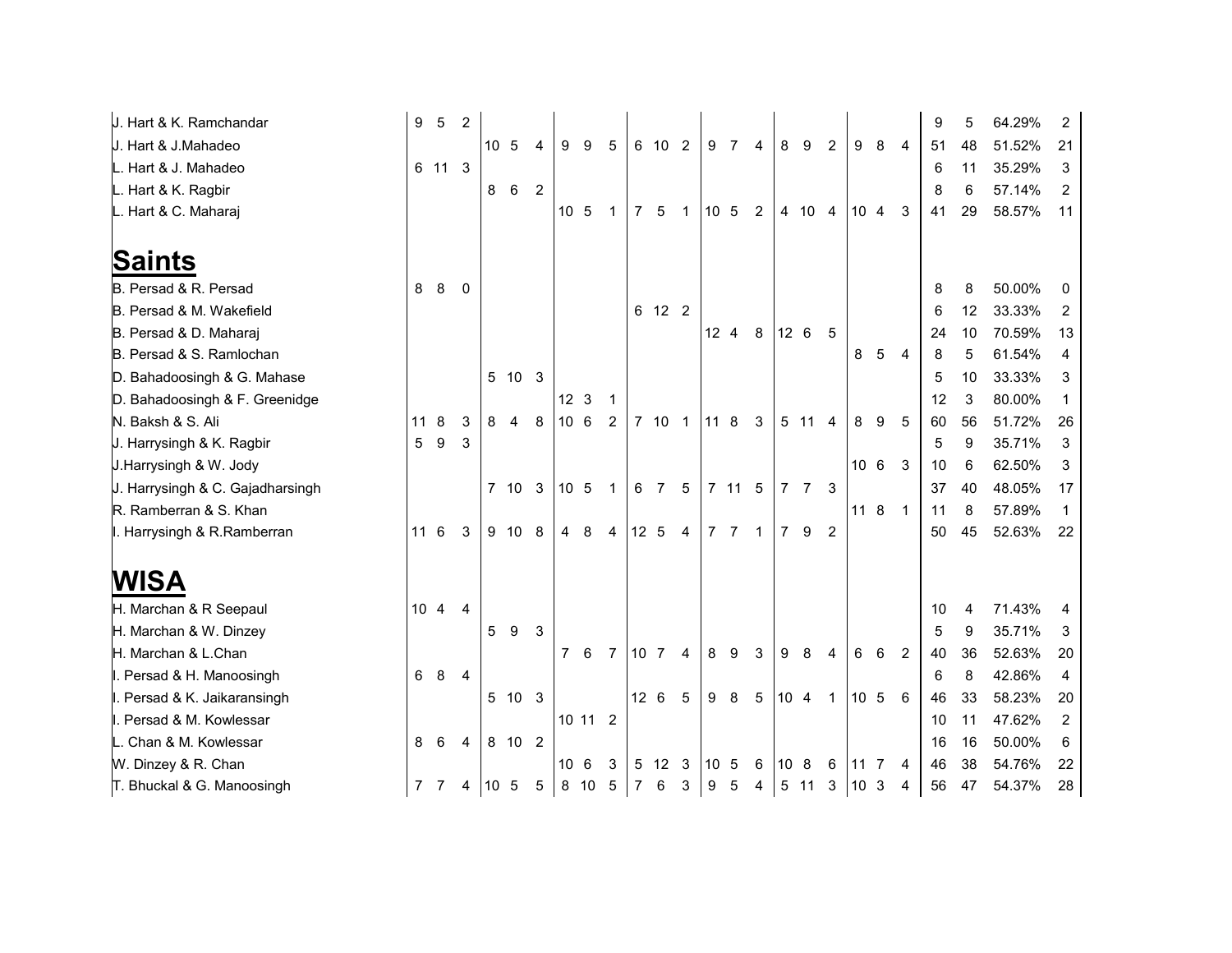| | | | | | | | | | | | | | | | | | | | | | | | | | |
|---|---|---|---|---|---|---|---|---|---|---|---|---|---|---|---|---|---|---|---|---|---|---|---|---|---|
| J. Hart & K. Ramchandar | 9 | 5 | 2 | | | | | | | | | | | | | | | | | | | 9 | 5 | 64.29% | 2 |
| J. Hart & J.Mahadeo | | | | 10 | 5 | 4 | 9 | 9 | 5 | 6 | 10 | 2 | 9 | 7 | 4 | 8 | 9 | 2 | 9 | 8 | 4 | 51 | 48 | 51.52% | 21 |
| L. Hart & J. Mahadeo | 6 | 11 | 3 | | | | | | | | | | | | | | | | | | | 6 | 11 | 35.29% | 3 |
| L. Hart & K. Ragbir | | | | 8 | 6 | 2 | | | | | | | | | | | | | | | | 8 | 6 | 57.14% | 2 |
| L. Hart & C. Maharaj | | | | | | | 10 | 5 | 1 | 7 | 5 | 1 | 10 | 5 | 2 | 4 | 10 | 4 | 10 | 4 | 3 | 41 | 29 | 58.57% | 11 |

## Saints

| | | | | | | | | | | | | | | | | | | | | | | | | | |
|---|---|---|---|---|---|---|---|---|---|---|---|---|---|---|---|---|---|---|---|---|---|---|---|---|---|
| B. Persad & R. Persad | 8 | 8 | 0 | | | | | | | | | | | | | | | | | | | 8 | 8 | 50.00% | 0 |
| B. Persad & M. Wakefield | | | | | | | | | | 6 | 12 | 2 | | | | | | | | | | 6 | 12 | 33.33% | 2 |
| B. Persad & D. Maharaj | | | | | | | | | | | | | 12 | 4 | 8 | 12 | 6 | 5 | | | | 24 | 10 | 70.59% | 13 |
| B. Persad & S. Ramlochan | | | | | | | | | | | | | | | | | | | 8 | 5 | 4 | 8 | 5 | 61.54% | 4 |
| D. Bahadoosingh & G. Mahase | | | | 5 | 10 | 3 | | | | | | | | | | | | | | | | 5 | 10 | 33.33% | 3 |
| D. Bahadoosingh & F. Greenidge | | | | | | | 12 | 3 | 1 | | | | | | | | | | | | | 12 | 3 | 80.00% | 1 |
| N. Baksh & S. Ali | 11 | 8 | 3 | 8 | 4 | 8 | 10 | 6 | 2 | 7 | 10 | 1 | 11 | 8 | 3 | 5 | 11 | 4 | 8 | 9 | 5 | 60 | 56 | 51.72% | 26 |
| J. Harrysingh & K. Ragbir | 5 | 9 | 3 | | | | | | | | | | | | | | | | | | | 5 | 9 | 35.71% | 3 |
| J.Harrysingh & W. Jody | | | | | | | | | | | | | | | | | | | 10 | 6 | 3 | 10 | 6 | 62.50% | 3 |
| J. Harrysingh & C. Gajadharsingh | | | | 7 | 10 | 3 | 10 | 5 | 1 | 6 | 7 | 5 | 7 | 11 | 5 | 7 | 7 | 3 | | | | 37 | 40 | 48.05% | 17 |
| R. Ramberran & S. Khan | | | | | | | | | | | | | | | | | | | 11 | 8 | 1 | 11 | 8 | 57.89% | 1 |
| I. Harrysingh & R.Ramberran | 11 | 6 | 3 | 9 | 10 | 8 | 4 | 8 | 4 | 12 | 5 | 4 | 7 | 7 | 1 | 7 | 9 | 2 | | | | 50 | 45 | 52.63% | 22 |

## WISA

| | | | | | | | | | | | | | | | | | | | | | | | | | |
|---|---|---|---|---|---|---|---|---|---|---|---|---|---|---|---|---|---|---|---|---|---|---|---|---|---|
| H. Marchan & R Seepaul | 10 | 4 | 4 | | | | | | | | | | | | | | | | | | | 10 | 4 | 71.43% | 4 |
| H. Marchan & W. Dinzey | | | | 5 | 9 | 3 | | | | | | | | | | | | | | | | 5 | 9 | 35.71% | 3 |
| H. Marchan & L.Chan | | | | | | | 7 | 6 | 7 | 10 | 7 | 4 | 8 | 9 | 3 | 9 | 8 | 4 | 6 | 6 | 2 | 40 | 36 | 52.63% | 20 |
| I. Persad & H. Manoosingh | 6 | 8 | 4 | | | | | | | | | | | | | | | | | | | 6 | 8 | 42.86% | 4 |
| I. Persad & K. Jaikaransingh | | | | 5 | 10 | 3 | | | | 12 | 6 | 5 | 9 | 8 | 5 | 10 | 4 | 1 | 10 | 5 | 6 | 46 | 33 | 58.23% | 20 |
| I. Persad & M. Kowlessar | | | | | | | 10 | 11 | 2 | | | | | | | | | | | | | 10 | 11 | 47.62% | 2 |
| L. Chan & M. Kowlessar | 8 | 6 | 4 | 8 | 10 | 2 | | | | | | | | | | | | | | | | 16 | 16 | 50.00% | 6 |
| W. Dinzey & R. Chan | | | | | | | 10 | 6 | 3 | 5 | 12 | 3 | 10 | 5 | 6 | 10 | 8 | 6 | 11 | 7 | 4 | 46 | 38 | 54.76% | 22 |
| T. Bhuckal & G. Manoosingh | 7 | 7 | 4 | 10 | 5 | 5 | 8 | 10 | 5 | 7 | 6 | 3 | 9 | 5 | 4 | 5 | 11 | 3 | 10 | 3 | 4 | 56 | 47 | 54.37% | 28 |